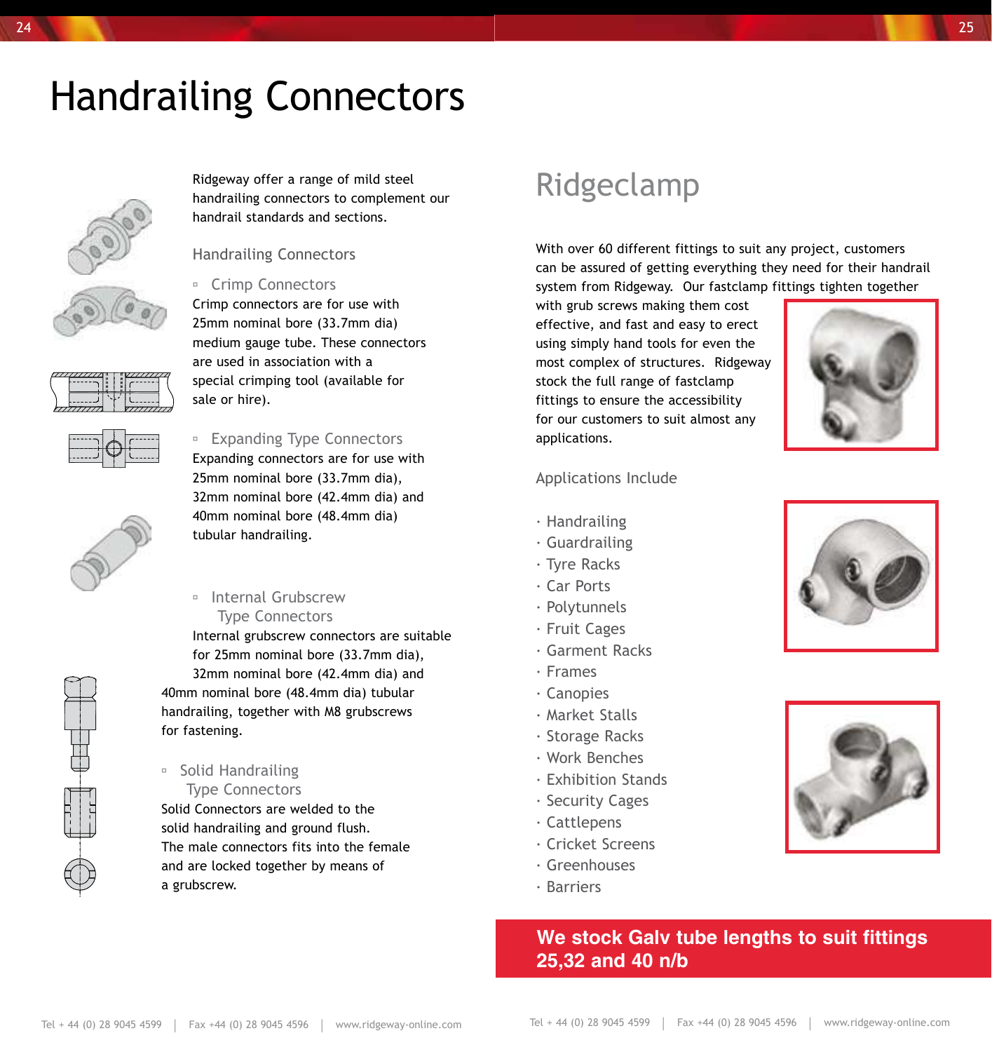# Handrailing Connectors

Ridgeway offer a range of mild steel handrailing connectors to complement our handrail standards and sections.

## Handrailing Connectors

### Crimp Connectors

Crimp connectors are for use with 25mm nominal bore (33.7mm dia) medium gauge tube. These connectors are used in association with a special crimping tool (available for sale or hire).

### Expanding Type Connectors

Expanding connectors are for use with 25mm nominal bore (33.7mm dia), 32mm nominal bore (42.4mm dia) and 40mm nominal bore (48.4mm dia) tubular handrailing.

### Internal Grubscrew Type Connectors

Internal grubscrew connectors are suitable for 25mm nominal bore (33.7mm dia), 32mm nominal bore (42.4mm dia) and 40mm nominal bore (48.4mm dia) tubular handrailing, together with M8 grubscrews for fastening.

### Solid Handrailing Type Connectors

Solid Connectors are welded to the solid handrailing and ground flush. The male connectors fits into the female and are locked together by means of a grubscrew.

# Ridgeclamp

With over 60 different fittings to suit any project, customers can be assured of getting everything they need for their handrail system from Ridgeway. Our fastclamp fittings tighten together with grub screws making them cost effective, and fast and easy to erect using simply hand tools for even the most complex of structures. Ridgeway stock the full range of fastclamp fittings to ensure the accessibility for our customers to suit almost any applications.

## Applications Include

- Handrailing
- Guardrailing
- Tyre Racks
- Car Ports
- Polytunnels
- Fruit Cages
- Garment Racks
- Frames
- Canopies
- Market Stalls
- Storage Racks
- Work Benches
- Exhibition Stands
- Security Cages
- Cattlepens
- Cricket Screens
- Greenhouses
- Barriers

**We stock Galv tube lengths to suit fittings 25,32 and 40 n/b**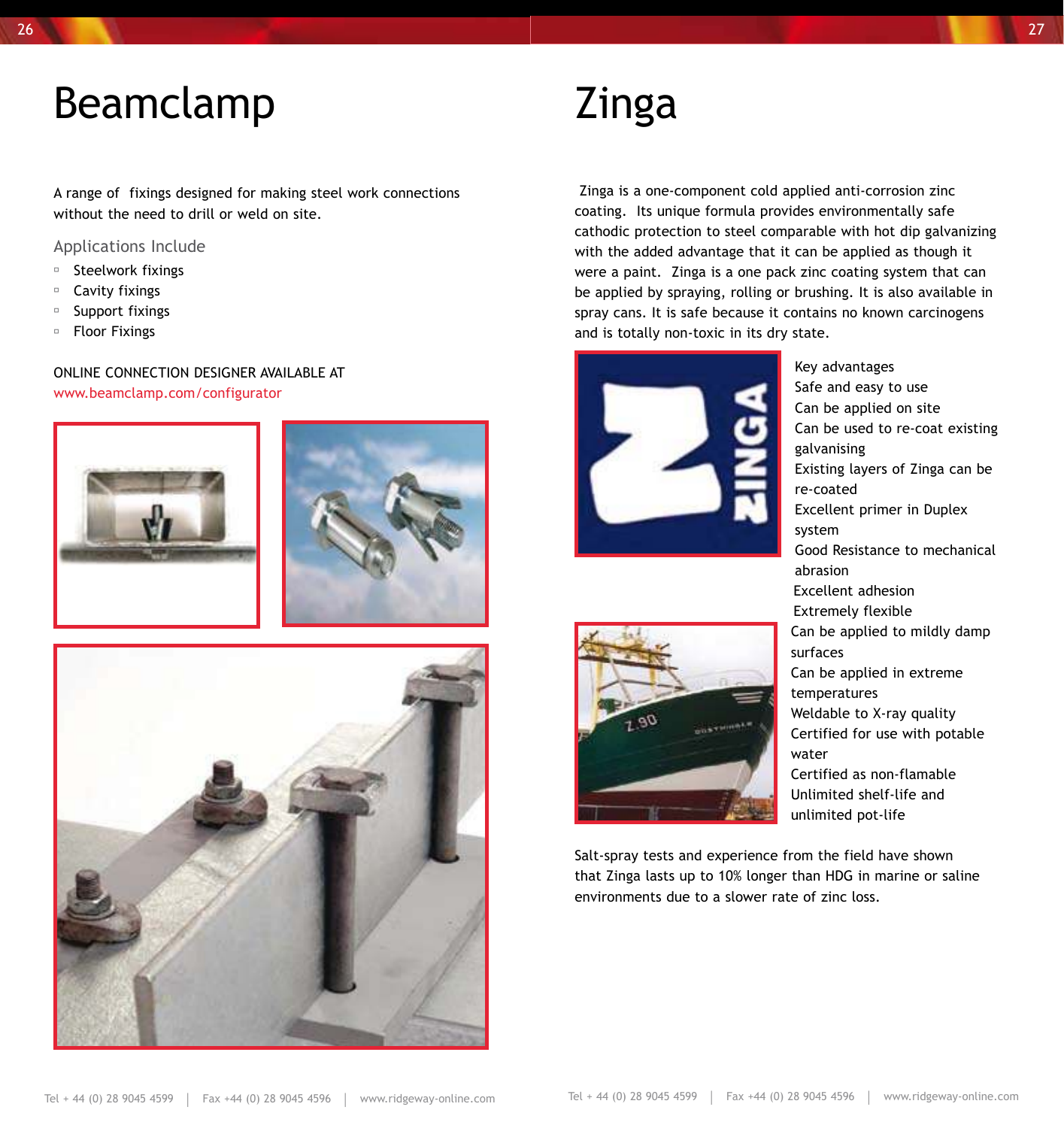# Beamclamp

A range of fixings designed for making steel work connections without the need to drill or weld on site.

## Applications Include

- Steelwork fixings
- Cavity fixings
- Support fixings
- Floor Fixings

ONLINE CONNECTION DESIGNER AVAILABLE AT
www.beamclamp.com/configurator

# Zinga

Zinga is a one-component cold applied anti-corrosion zinc coating. Its unique formula provides environmentally safe cathodic protection to steel comparable with hot dip galvanizing with the added advantage that it can be applied as though it were a paint. Zinga is a one pack zinc coating system that can be applied by spraying, rolling or brushing. It is also available in spray cans. It is safe because it contains no known carcinogens and is totally non-toxic in its dry state.

Key advantages
Safe and easy to use
Can be applied on site
Can be used to re-coat existing galvanising
Existing layers of Zinga can be re-coated
Excellent primer in Duplex system
Good Resistance to mechanical abrasion
Excellent adhesion
Extremely flexible
Can be applied to mildly damp surfaces
Can be applied in extreme temperatures
Weldable to X-ray quality
Certified for use with potable water
Certified as non-flamable
Unlimited shelf-life and unlimited pot-life

Salt-spray tests and experience from the field have shown that Zinga lasts up to 10% longer than HDG in marine or saline environments due to a slower rate of zinc loss.